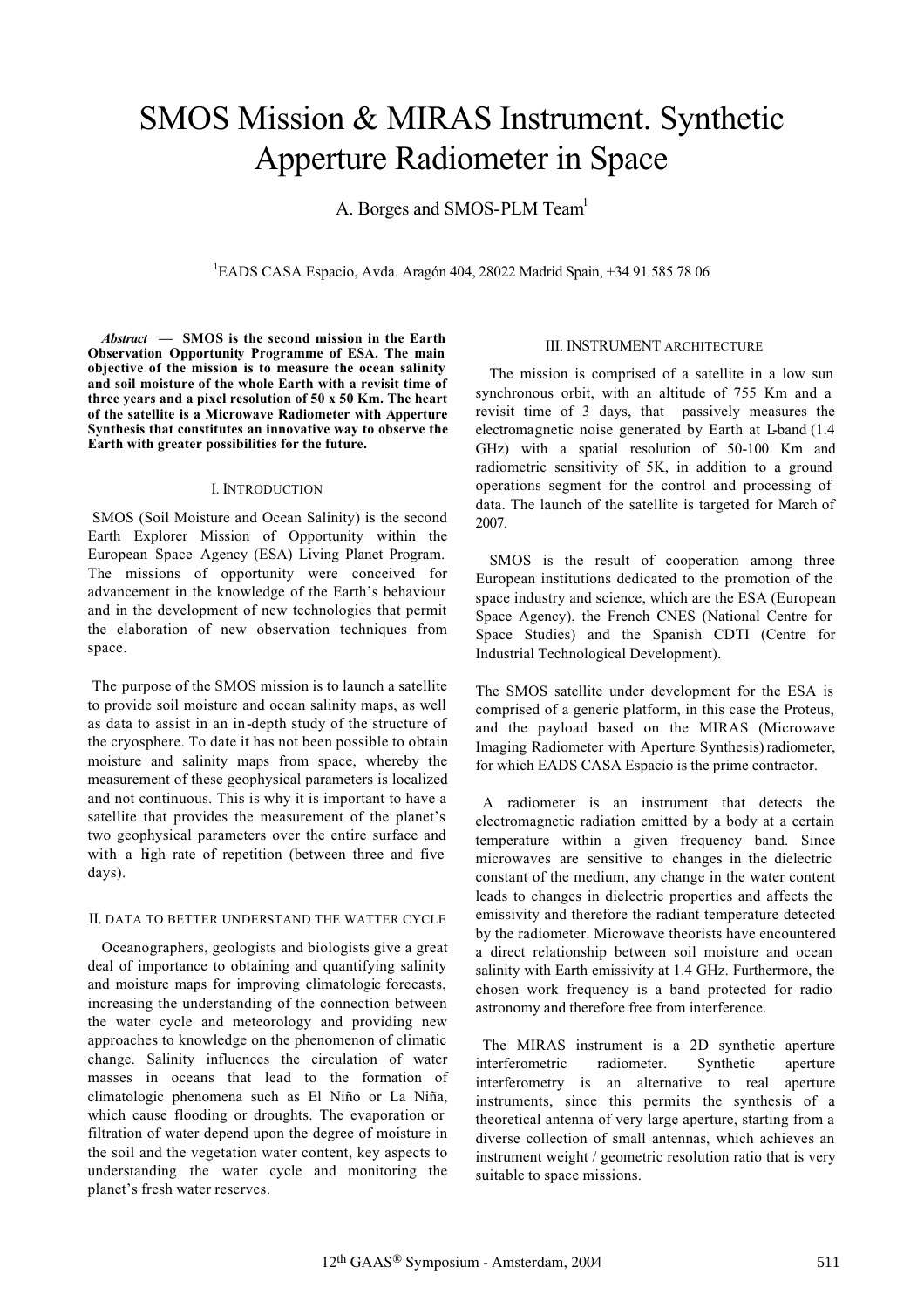# SMOS Mission & MIRAS Instrument. Synthetic Apperture Radiometer in Space

A. Borges and SMOS-PLM Team[1]

[1]EADS CASA Espacio, Avda. Aragón 404, 28022 Madrid Spain, +34 91 585 78 06

***Abstract* — SMOS is the second mission in the Earth Observation Opportunity Programme of ESA. The main objective of the mission is to measure the ocean salinity and soil moisture of the whole Earth with a revisit time of three years and a pixel resolution of 50 x 50 Km. The heart of the satellite is a Microwave Radiometer with Apperture Synthesis that constitutes an innovative way to observe the Earth with greater possibilities for the future.**

## I. INTRODUCTION

SMOS (Soil Moisture and Ocean Salinity) is the second Earth Explorer Mission of Opportunity within the European Space Agency (ESA) Living Planet Program. The missions of opportunity were conceived for advancement in the knowledge of the Earth's behaviour and in the development of new technologies that permit the elaboration of new observation techniques from space.

The purpose of the SMOS mission is to launch a satellite to provide soil moisture and ocean salinity maps, as well as data to assist in an in-depth study of the structure of the cryosphere. To date it has not been possible to obtain moisture and salinity maps from space, whereby the measurement of these geophysical parameters is localized and not continuous. This is why it is important to have a satellite that provides the measurement of the planet's two geophysical parameters over the entire surface and with a high rate of repetition (between three and five days).

## II. DATA TO BETTER UNDERSTAND THE WATTER CYCLE

Oceanographers, geologists and biologists give a great deal of importance to obtaining and quantifying salinity and moisture maps for improving climatologic forecasts, increasing the understanding of the connection between the water cycle and meteorology and providing new approaches to knowledge on the phenomenon of climatic change. Salinity influences the circulation of water masses in oceans that lead to the formation of climatologic phenomena such as El Niño or La Niña, which cause flooding or droughts. The evaporation or filtration of water depend upon the degree of moisture in the soil and the vegetation water content, key aspects to understanding the water cycle and monitoring the planet's fresh water reserves.

## III. INSTRUMENT ARCHITECTURE

The mission is comprised of a satellite in a low sun synchronous orbit, with an altitude of 755 Km and a revisit time of 3 days, that passively measures the electromagnetic noise generated by Earth at L-band (1.4 GHz) with a spatial resolution of 50-100 Km and radiometric sensitivity of 5K, in addition to a ground operations segment for the control and processing of data. The launch of the satellite is targeted for March of 2007.

SMOS is the result of cooperation among three European institutions dedicated to the promotion of the space industry and science, which are the ESA (European Space Agency), the French CNES (National Centre for Space Studies) and the Spanish CDTI (Centre for Industrial Technological Development).

The SMOS satellite under development for the ESA is comprised of a generic platform, in this case the Proteus, and the payload based on the MIRAS (Microwave Imaging Radiometer with Aperture Synthesis) radiometer, for which EADS CASA Espacio is the prime contractor.

A radiometer is an instrument that detects the electromagnetic radiation emitted by a body at a certain temperature within a given frequency band. Since microwaves are sensitive to changes in the dielectric constant of the medium, any change in the water content leads to changes in dielectric properties and affects the emissivity and therefore the radiant temperature detected by the radiometer. Microwave theorists have encountered a direct relationship between soil moisture and ocean salinity with Earth emissivity at 1.4 GHz. Furthermore, the chosen work frequency is a band protected for radio astronomy and therefore free from interference.

The MIRAS instrument is a 2D synthetic aperture interferometric radiometer. Synthetic aperture interferometry is an alternative to real aperture instruments, since this permits the synthesis of a theoretical antenna of very large aperture, starting from a diverse collection of small antennas, which achieves an instrument weight / geometric resolution ratio that is very suitable to space missions.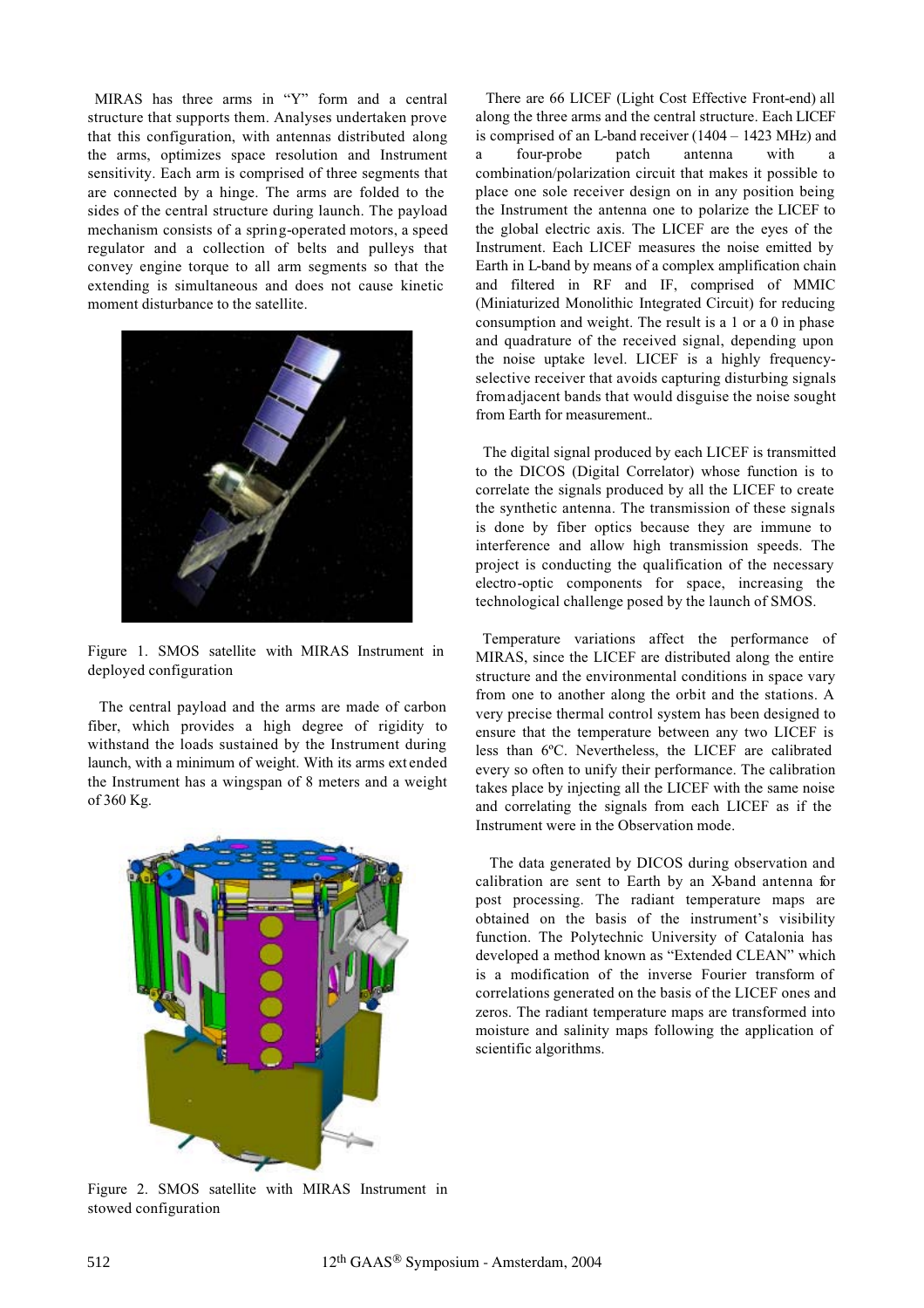MIRAS has three arms in "Y" form and a central structure that supports them. Analyses undertaken prove that this configuration, with antennas distributed along the arms, optimizes space resolution and Instrument sensitivity. Each arm is comprised of three segments that are connected by a hinge. The arms are folded to the sides of the central structure during launch. The payload mechanism consists of a spring-operated motors, a speed regulator and a collection of belts and pulleys that convey engine torque to all arm segments so that the extending is simultaneous and does not cause kinetic moment disturbance to the satellite.

Figure 1. SMOS satellite with MIRAS Instrument in deployed configuration

The central payload and the arms are made of carbon fiber, which provides a high degree of rigidity to withstand the loads sustained by the Instrument during launch, with a minimum of weight. With its arms extended the Instrument has a wingspan of 8 meters and a weight of 360 Kg.

Figure 2. SMOS satellite with MIRAS Instrument in stowed configuration

There are 66 LICEF (Light Cost Effective Front-end) all along the three arms and the central structure. Each LICEF is comprised of an L-band receiver (1404 – 1423 MHz) and a four-probe patch antenna with a combination/polarization circuit that makes it possible to place one sole receiver design on in any position being the Instrument the antenna one to polarize the LICEF to the global electric axis. The LICEF are the eyes of the Instrument. Each LICEF measures the noise emitted by Earth in L-band by means of a complex amplification chain and filtered in RF and IF, comprised of MMIC (Miniaturized Monolithic Integrated Circuit) for reducing consumption and weight. The result is a 1 or a 0 in phase and quadrature of the received signal, depending upon the noise uptake level. LICEF is a highly frequency-selective receiver that avoids capturing disturbing signals from adjacent bands that would disguise the noise sought from Earth for measurement..

The digital signal produced by each LICEF is transmitted to the DICOS (Digital Correlator) whose function is to correlate the signals produced by all the LICEF to create the synthetic antenna. The transmission of these signals is done by fiber optics because they are immune to interference and allow high transmission speeds. The project is conducting the qualification of the necessary electro-optic components for space, increasing the technological challenge posed by the launch of SMOS.

Temperature variations affect the performance of MIRAS, since the LICEF are distributed along the entire structure and the environmental conditions in space vary from one to another along the orbit and the stations. A very precise thermal control system has been designed to ensure that the temperature between any two LICEF is less than 6ºC. Nevertheless, the LICEF are calibrated every so often to unify their performance. The calibration takes place by injecting all the LICEF with the same noise and correlating the signals from each LICEF as if the Instrument were in the Observation mode.

The data generated by DICOS during observation and calibration are sent to Earth by an X-band antenna for post processing. The radiant temperature maps are obtained on the basis of the instrument's visibility function. The Polytechnic University of Catalonia has developed a method known as "Extended CLEAN" which is a modification of the inverse Fourier transform of correlations generated on the basis of the LICEF ones and zeros. The radiant temperature maps are transformed into moisture and salinity maps following the application of scientific algorithms.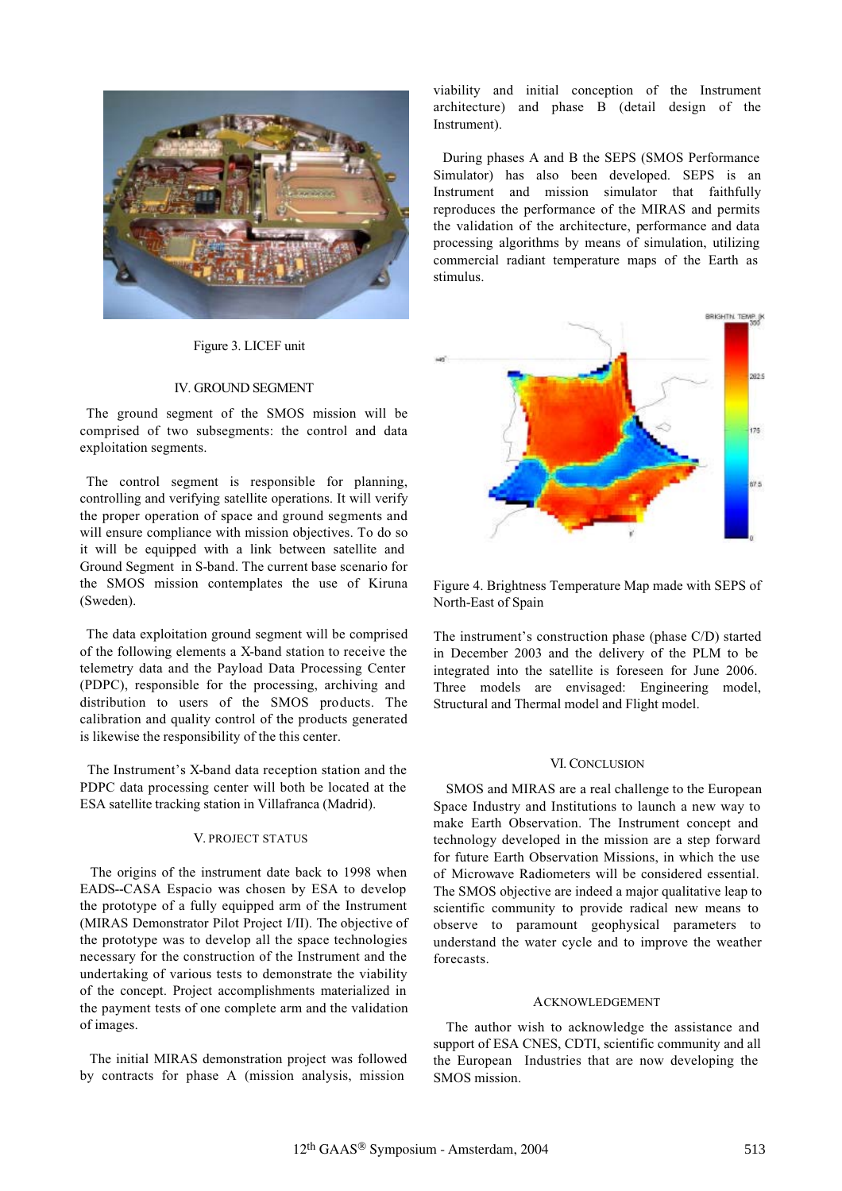Figure 3. LICEF unit

## IV. GROUND SEGMENT

The ground segment of the SMOS mission will be comprised of two subsegments: the control and data exploitation segments.

The control segment is responsible for planning, controlling and verifying satellite operations. It will verify the proper operation of space and ground segments and will ensure compliance with mission objectives. To do so it will be equipped with a link between satellite and Ground Segment in S-band. The current base scenario for the SMOS mission contemplates the use of Kiruna (Sweden).

The data exploitation ground segment will be comprised of the following elements a X-band station to receive the telemetry data and the Payload Data Processing Center (PDPC), responsible for the processing, archiving and distribution to users of the SMOS products. The calibration and quality control of the products generated is likewise the responsibility of the this center.

The Instrument's X-band data reception station and the PDPC data processing center will both be located at the ESA satellite tracking station in Villafranca (Madrid).

## V. PROJECT STATUS

The origins of the instrument date back to 1998 when EADS--CASA Espacio was chosen by ESA to develop the prototype of a fully equipped arm of the Instrument (MIRAS Demonstrator Pilot Project I/II). The objective of the prototype was to develop all the space technologies necessary for the construction of the Instrument and the undertaking of various tests to demonstrate the viability of the concept. Project accomplishments materialized in the payment tests of one complete arm and the validation of images.

The initial MIRAS demonstration project was followed by contracts for phase A (mission analysis, mission viability and initial conception of the Instrument architecture) and phase B (detail design of the Instrument).

During phases A and B the SEPS (SMOS Performance Simulator) has also been developed. SEPS is an Instrument and mission simulator that faithfully reproduces the performance of the MIRAS and permits the validation of the architecture, performance and data processing algorithms by means of simulation, utilizing commercial radiant temperature maps of the Earth as stimulus.

BRIGHTN. TEMP. [K]
350
262.5
175
87.5
0

Figure 4. Brightness Temperature Map made with SEPS of North-East of Spain

The instrument's construction phase (phase C/D) started in December 2003 and the delivery of the PLM to be integrated into the satellite is foreseen for June 2006. Three models are envisaged: Engineering model, Structural and Thermal model and Flight model.

## VI. CONCLUSION

SMOS and MIRAS are a real challenge to the European Space Industry and Institutions to launch a new way to make Earth Observation. The Instrument concept and technology developed in the mission are a step forward for future Earth Observation Missions, in which the use of Microwave Radiometers will be considered essential. The SMOS objective are indeed a major qualitative leap to scientific community to provide radical new means to observe to paramount geophysical parameters to understand the water cycle and to improve the weather forecasts.

## ACKNOWLEDGEMENT

The author wish to acknowledge the assistance and support of ESA CNES, CDTI, scientific community and all the European Industries that are now developing the SMOS mission.